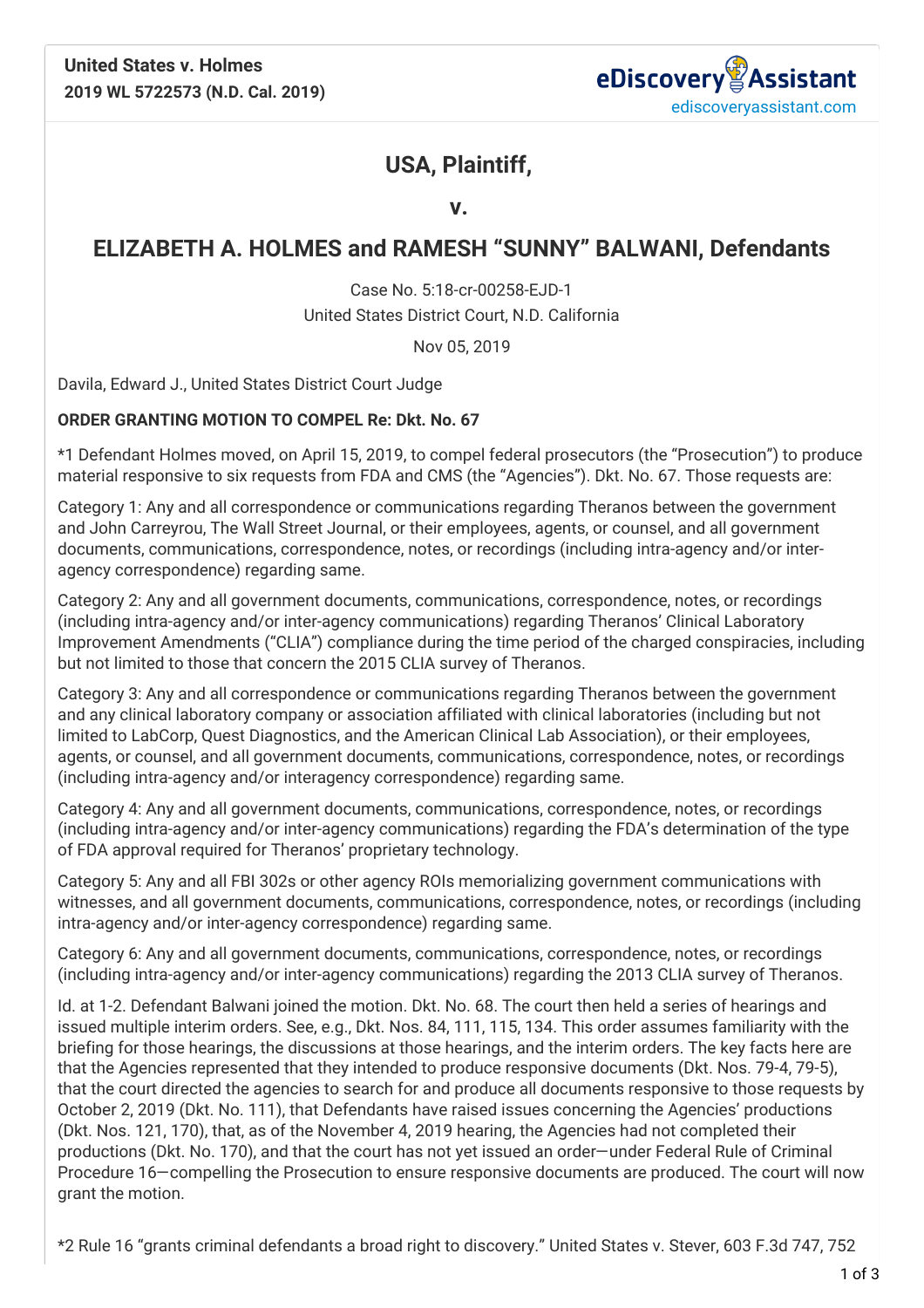# USA, Plaintiff,

**v.**

# ELIZABETH A. HOLMES and RAMESH "SUNNY" BALWANI, Defendants

Case No. 5:18-cr-00258-EJD-1

United States District Court, N.D. California

Nov 05, 2019

Davila, Edward J., United States District Court Judge

**ORDER GRANTING MOTION TO COMPEL Re: Dkt. No. 67**

*1 Defendant Holmes moved, on April 15, 2019, to compel federal prosecutors (the "Prosecution") to produce material responsive to six requests from FDA and CMS (the "Agencies"). Dkt. No. 67. Those requests are:

Category 1: Any and all correspondence or communications regarding Theranos between the government and John Carreyrou, The Wall Street Journal, or their employees, agents, or counsel, and all government documents, communications, correspondence, notes, or recordings (including intra-agency and/or inter-agency correspondence) regarding same.

Category 2: Any and all government documents, communications, correspondence, notes, or recordings (including intra-agency and/or inter-agency communications) regarding Theranos' Clinical Laboratory Improvement Amendments ("CLIA") compliance during the time period of the charged conspiracies, including but not limited to those that concern the 2015 CLIA survey of Theranos.

Category 3: Any and all correspondence or communications regarding Theranos between the government and any clinical laboratory company or association affiliated with clinical laboratories (including but not limited to LabCorp, Quest Diagnostics, and the American Clinical Lab Association), or their employees, agents, or counsel, and all government documents, communications, correspondence, notes, or recordings (including intra-agency and/or interagency correspondence) regarding same.

Category 4: Any and all government documents, communications, correspondence, notes, or recordings (including intra-agency and/or inter-agency communications) regarding the FDA's determination of the type of FDA approval required for Theranos' proprietary technology.

Category 5: Any and all FBI 302s or other agency ROIs memorializing government communications with witnesses, and all government documents, communications, correspondence, notes, or recordings (including intra-agency and/or inter-agency correspondence) regarding same.

Category 6: Any and all government documents, communications, correspondence, notes, or recordings (including intra-agency and/or inter-agency communications) regarding the 2013 CLIA survey of Theranos.

Id. at 1-2. Defendant Balwani joined the motion. Dkt. No. 68. The court then held a series of hearings and issued multiple interim orders. See, e.g., Dkt. Nos. 84, 111, 115, 134. This order assumes familiarity with the briefing for those hearings, the discussions at those hearings, and the interim orders. The key facts here are that the Agencies represented that they intended to produce responsive documents (Dkt. Nos. 79-4, 79-5), that the court directed the agencies to search for and produce all documents responsive to those requests by October 2, 2019 (Dkt. No. 111), that Defendants have raised issues concerning the Agencies' productions (Dkt. Nos. 121, 170), that, as of the November 4, 2019 hearing, the Agencies had not completed their productions (Dkt. No. 170), and that the court has not yet issued an order—under Federal Rule of Criminal Procedure 16—compelling the Prosecution to ensure responsive documents are produced. The court will now grant the motion.

*2 Rule 16 "grants criminal defendants a broad right to discovery." United States v. Stever, 603 F.3d 747, 752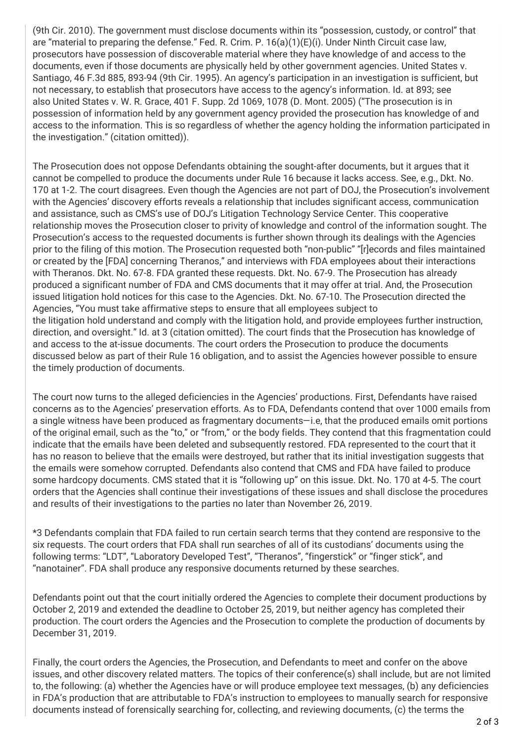(9th Cir. 2010). The government must disclose documents within its "possession, custody, or control" that are "material to preparing the defense." Fed. R. Crim. P. 16(a)(1)(E)(i). Under Ninth Circuit case law, prosecutors have possession of discoverable material where they have knowledge of and access to the documents, even if those documents are physically held by other government agencies. United States v. Santiago, 46 F.3d 885, 893-94 (9th Cir. 1995). An agency's participation in an investigation is sufficient, but not necessary, to establish that prosecutors have access to the agency's information. Id. at 893; see also United States v. W. R. Grace, 401 F. Supp. 2d 1069, 1078 (D. Mont. 2005) ("The prosecution is in possession of information held by any government agency provided the prosecution has knowledge of and access to the information. This is so regardless of whether the agency holding the information participated in the investigation." (citation omitted)).

The Prosecution does not oppose Defendants obtaining the sought-after documents, but it argues that it cannot be compelled to produce the documents under Rule 16 because it lacks access. See, e.g., Dkt. No. 170 at 1-2. The court disagrees. Even though the Agencies are not part of DOJ, the Prosecution's involvement with the Agencies' discovery efforts reveals a relationship that includes significant access, communication and assistance, such as CMS's use of DOJ's Litigation Technology Service Center. This cooperative relationship moves the Prosecution closer to privity of knowledge and control of the information sought. The Prosecution's access to the requested documents is further shown through its dealings with the Agencies prior to the filing of this motion. The Prosecution requested both "non-public" "[r]ecords and files maintained or created by the [FDA] concerning Theranos," and interviews with FDA employees about their interactions with Theranos. Dkt. No. 67-8. FDA granted these requests. Dkt. No. 67-9. The Prosecution has already produced a significant number of FDA and CMS documents that it may offer at trial. And, the Prosecution issued litigation hold notices for this case to the Agencies. Dkt. No. 67-10. The Prosecution directed the Agencies, "You must take affirmative steps to ensure that all employees subject to the litigation hold understand and comply with the litigation hold, and provide employees further instruction, direction, and oversight." Id. at 3 (citation omitted). The court finds that the Prosecution has knowledge of and access to the at-issue documents. The court orders the Prosecution to produce the documents discussed below as part of their Rule 16 obligation, and to assist the Agencies however possible to ensure the timely production of documents.

The court now turns to the alleged deficiencies in the Agencies' productions. First, Defendants have raised concerns as to the Agencies' preservation efforts. As to FDA, Defendants contend that over 1000 emails from a single witness have been produced as fragmentary documents—i.e, that the produced emails omit portions of the original email, such as the "to," or "from," or the body fields. They contend that this fragmentation could indicate that the emails have been deleted and subsequently restored. FDA represented to the court that it has no reason to believe that the emails were destroyed, but rather that its initial investigation suggests that the emails were somehow corrupted. Defendants also contend that CMS and FDA have failed to produce some hardcopy documents. CMS stated that it is "following up" on this issue. Dkt. No. 170 at 4-5. The court orders that the Agencies shall continue their investigations of these issues and shall disclose the procedures and results of their investigations to the parties no later than November 26, 2019.

*3 Defendants complain that FDA failed to run certain search terms that they contend are responsive to the six requests. The court orders that FDA shall run searches of all of its custodians' documents using the following terms: "LDT", "Laboratory Developed Test", "Theranos", "fingerstick" or "finger stick", and "nanotainer". FDA shall produce any responsive documents returned by these searches.

Defendants point out that the court initially ordered the Agencies to complete their document productions by October 2, 2019 and extended the deadline to October 25, 2019, but neither agency has completed their production. The court orders the Agencies and the Prosecution to complete the production of documents by December 31, 2019.

Finally, the court orders the Agencies, the Prosecution, and Defendants to meet and confer on the above issues, and other discovery related matters. The topics of their conference(s) shall include, but are not limited to, the following: (a) whether the Agencies have or will produce employee text messages, (b) any deficiencies in FDA's production that are attributable to FDA's instruction to employees to manually search for responsive documents instead of forensically searching for, collecting, and reviewing documents, (c) the terms the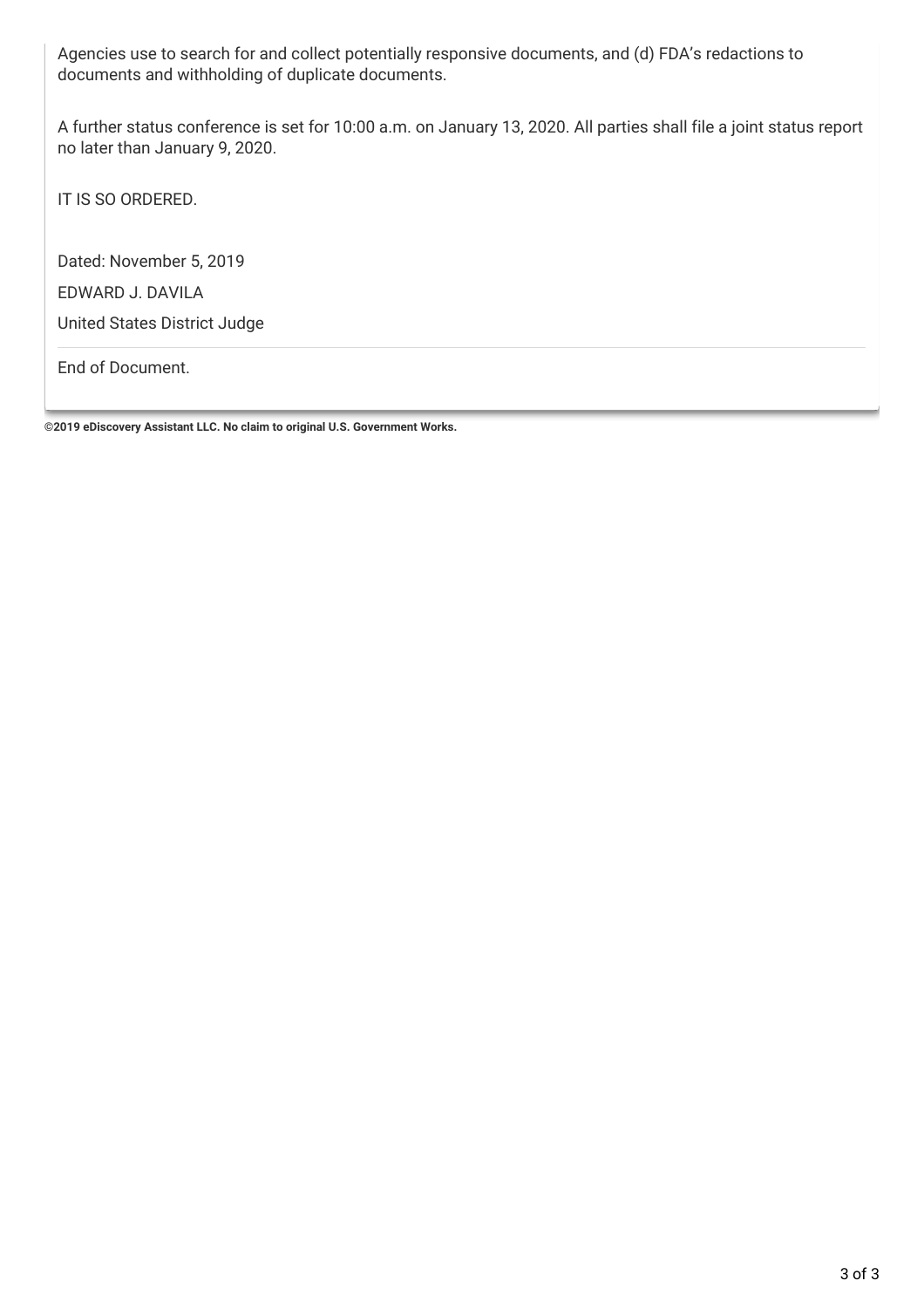Agencies use to search for and collect potentially responsive documents, and (d) FDA's redactions to documents and withholding of duplicate documents.

A further status conference is set for 10:00 a.m. on January 13, 2020. All parties shall file a joint status report no later than January 9, 2020.

IT IS SO ORDERED.

Dated: November 5, 2019

EDWARD J. DAVILA

United States District Judge

End of Document.

**©2019 eDiscovery Assistant LLC. No claim to original U.S. Government Works.**